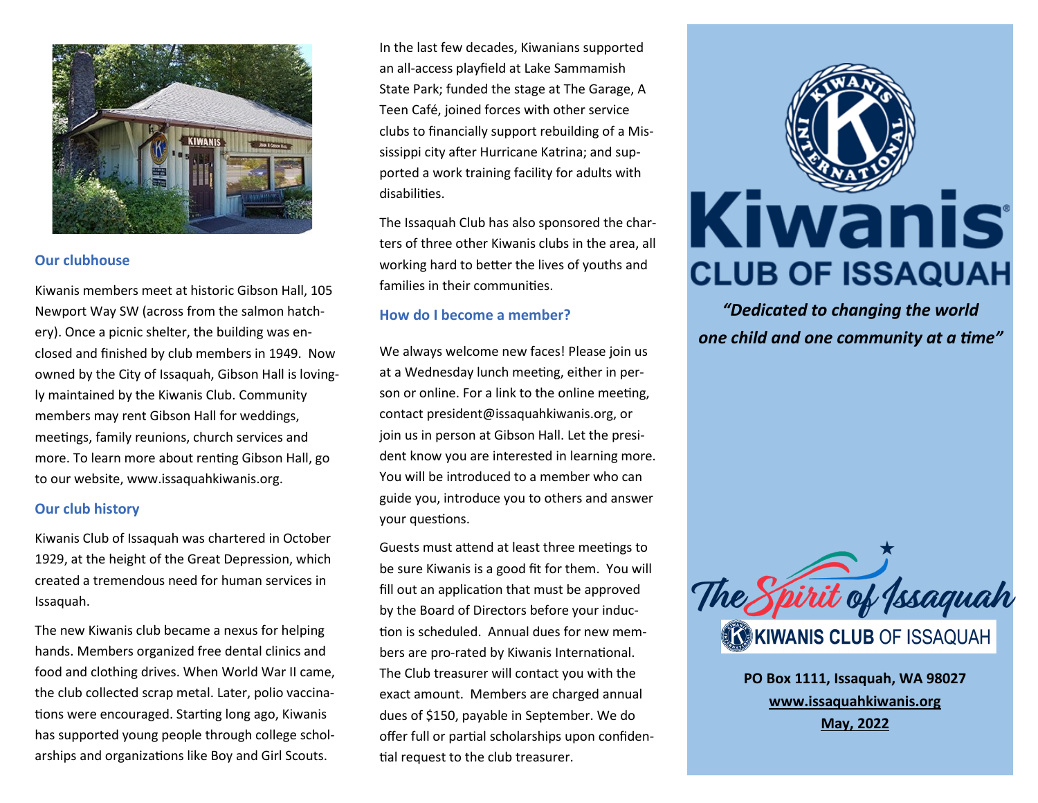## Our clubhouse

Kiwanis members meet at historic Gibson Hall, 105 Newport Way SW (across from the salmon hatchery). Once a picnic shelter, the building was enclosed and finished by club members in 1949. Now owned by the City of Issaquah, Gibson Hall is lovingly maintained by the Kiwanis Club. Community members may rent Gibson Hall for weddings, meetings, family reunions, church services and more. To learn more about renting Gibson Hall, go to our website, www.issaquahkiwanis.org.

## Our club history

Kiwanis Club of Issaquah was chartered in October 1929, at the height of the Great Depression, which created a tremendous need for human services in Issaquah.

The new Kiwanis club became a nexus for helping hands. Members organized free dental clinics and food and clothing drives. When World War II came, the club collected scrap metal. Later, polio vaccinations were encouraged. Starting long ago, Kiwanis has supported young people through college scholarships and organizations like Boy and Girl Scouts.

In the last few decades, Kiwanians supported an all-access playfield at Lake Sammamish State Park; funded the stage at The Garage, A Teen Café, joined forces with other service clubs to financially support rebuilding of a Mississippi city after Hurricane Katrina; and supported a work training facility for adults with disabilities.

The Issaquah Club has also sponsored the charters of three other Kiwanis clubs in the area, all working hard to better the lives of youths and families in their communities.

## How do I become a member?

We always welcome new faces! Please join us at a Wednesday lunch meeting, either in person or online. For a link to the online meeting, contact president@issaquahkiwanis.org, or join us in person at Gibson Hall. Let the president know you are interested in learning more. You will be introduced to a member who can guide you, introduce you to others and answer your questions.

Guests must attend at least three meetings to be sure Kiwanis is a good fit for them. You will fill out an application that must be approved by the Board of Directors before your induction is scheduled. Annual dues for new members are pro-rated by Kiwanis International. The Club treasurer will contact you with the exact amount. Members are charged annual dues of $150, payable in September. We do offer full or partial scholarships upon confidential request to the club treasurer.

# Kiwanis
## CLUB OF ISSAQUAH

***"Dedicated to changing the world one child and one community at a time"***

The Spirit of Issaquah

KIWANIS CLUB OF ISSAQUAH

**PO Box 1111, Issaquah, WA 98027**

**www.issaquahkiwanis.org**

**May, 2022**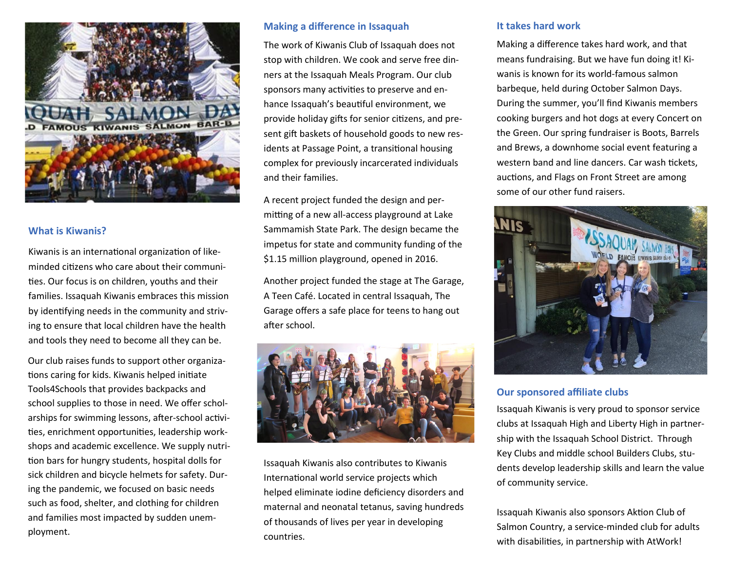## What is Kiwanis?

Kiwanis is an international organization of like-minded citizens who care about their communities. Our focus is on children, youths and their families. Issaquah Kiwanis embraces this mission by identifying needs in the community and striving to ensure that local children have the health and tools they need to become all they can be.

Our club raises funds to support other organizations caring for kids. Kiwanis helped initiate Tools4Schools that provides backpacks and school supplies to those in need. We offer scholarships for swimming lessons, after-school activities, enrichment opportunities, leadership workshops and academic excellence. We supply nutrition bars for hungry students, hospital dolls for sick children and bicycle helmets for safety. During the pandemic, we focused on basic needs such as food, shelter, and clothing for children and families most impacted by sudden unemployment.

## Making a difference in Issaquah

The work of Kiwanis Club of Issaquah does not stop with children. We cook and serve free dinners at the Issaquah Meals Program. Our club sponsors many activities to preserve and enhance Issaquah's beautiful environment, we provide holiday gifts for senior citizens, and present gift baskets of household goods to new residents at Passage Point, a transitional housing complex for previously incarcerated individuals and their families.

A recent project funded the design and permitting of a new all-access playground at Lake Sammamish State Park. The design became the impetus for state and community funding of the $1.15 million playground, opened in 2016.

Another project funded the stage at The Garage, A Teen Café. Located in central Issaquah, The Garage offers a safe place for teens to hang out after school.

Issaquah Kiwanis also contributes to Kiwanis International world service projects which helped eliminate iodine deficiency disorders and maternal and neonatal tetanus, saving hundreds of thousands of lives per year in developing countries.

## It takes hard work

Making a difference takes hard work, and that means fundraising. But we have fun doing it! Kiwanis is known for its world-famous salmon barbeque, held during October Salmon Days. During the summer, you'll find Kiwanis members cooking burgers and hot dogs at every Concert on the Green. Our spring fundraiser is Boots, Barrels and Brews, a downhome social event featuring a western band and line dancers. Car wash tickets, auctions, and Flags on Front Street are among some of our other fund raisers.

## Our sponsored affiliate clubs

Issaquah Kiwanis is very proud to sponsor service clubs at Issaquah High and Liberty High in partnership with the Issaquah School District. Through Key Clubs and middle school Builders Clubs, students develop leadership skills and learn the value of community service.

Issaquah Kiwanis also sponsors Aktion Club of Salmon Country, a service-minded club for adults with disabilities, in partnership with AtWork!